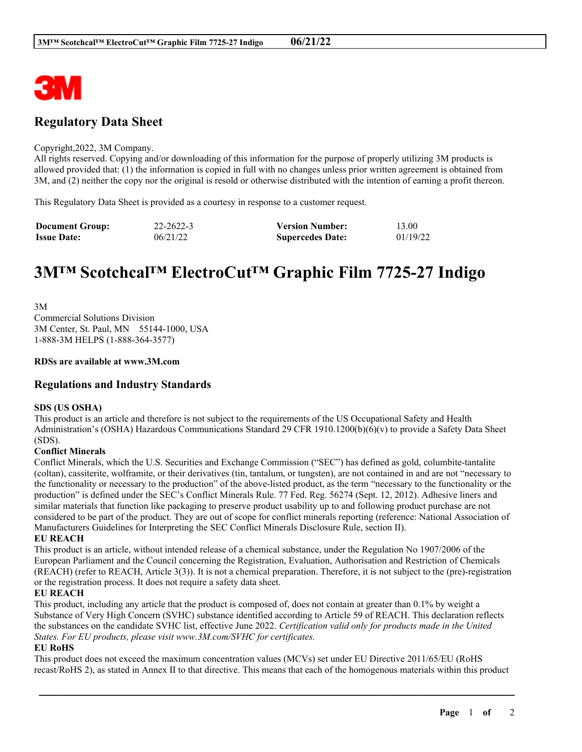## Regulatory Data Sheet

Copyright,2022, 3M Company.
All rights reserved. Copying and/or downloading of this information for the purpose of properly utilizing 3M products is allowed provided that: (1) the information is copied in full with no changes unless prior written agreement is obtained from 3M, and (2) neither the copy nor the original is resold or otherwise distributed with the intention of earning a profit thereon.

This Regulatory Data Sheet is provided as a courtesy in response to a customer request.

| | | | |
|---|---|---|---|
| **Document Group:** | 22-2622-3 | **Version Number:** | 13.00 |
| **Issue Date:** | 06/21/22 | **Supercedes Date:** | 01/19/22 |

# 3M™ Scotchcal™ ElectroCut™ Graphic Film 7725-27 Indigo

3M
Commercial Solutions Division
3M Center, St. Paul, MN 55144-1000, USA
1-888-3M HELPS (1-888-364-3577)

**RDSs are available at www.3M.com**

## Regulations and Industry Standards

**SDS (US OSHA)**
This product is an article and therefore is not subject to the requirements of the US Occupational Safety and Health Administration's (OSHA) Hazardous Communications Standard 29 CFR 1910.1200(b)(6)(v) to provide a Safety Data Sheet (SDS).

**Conflict Minerals**
Conflict Minerals, which the U.S. Securities and Exchange Commission ("SEC") has defined as gold, columbite-tantalite (coltan), cassiterite, wolframite, or their derivatives (tin, tantalum, or tungsten), are not contained in and are not "necessary to the functionality or necessary to the production" of the above-listed product, as the term "necessary to the functionality or the production" is defined under the SEC's Conflict Minerals Rule. 77 Fed. Reg. 56274 (Sept. 12, 2012). Adhesive liners and similar materials that function like packaging to preserve product usability up to and following product purchase are not considered to be part of the product. They are out of scope for conflict minerals reporting (reference: National Association of Manufacturers Guidelines for Interpreting the SEC Conflict Minerals Disclosure Rule, section II).

**EU REACH**
This product is an article, without intended release of a chemical substance, under the Regulation No 1907/2006 of the European Parliament and the Council concerning the Registration, Evaluation, Authorisation and Restriction of Chemicals (REACH) (refer to REACH, Article 3(3)). It is not a chemical preparation. Therefore, it is not subject to the (pre)-registration or the registration process. It does not require a safety data sheet.

**EU REACH**
This product, including any article that the product is composed of, does not contain at greater than 0.1% by weight a Substance of Very High Concern (SVHC) substance identified according to Article 59 of REACH. This declaration reflects the substances on the candidate SVHC list, effective June 2022. *Certification valid only for products made in the United States. For EU products, please visit www.3M.com/SVHC for certificates.*

**EU RoHS**
This product does not exceed the maximum concentration values (MCVs) set under EU Directive 2011/65/EU (RoHS recast/RoHS 2), as stated in Annex II to that directive. This means that each of the homogenous materials within this product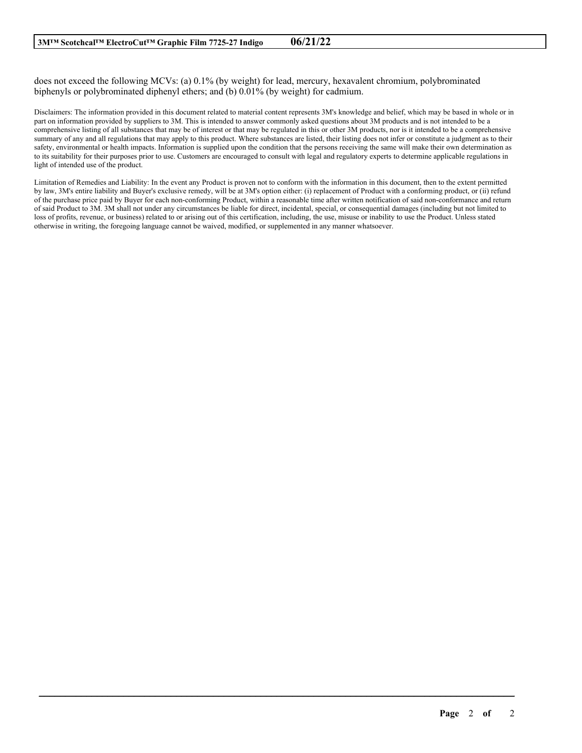does not exceed the following MCVs: (a) 0.1% (by weight) for lead, mercury, hexavalent chromium, polybrominated biphenyls or polybrominated diphenyl ethers; and (b) 0.01% (by weight) for cadmium.

Disclaimers: The information provided in this document related to material content represents 3M's knowledge and belief, which may be based in whole or in part on information provided by suppliers to 3M. This is intended to answer commonly asked questions about 3M products and is not intended to be a comprehensive listing of all substances that may be of interest or that may be regulated in this or other 3M products, nor is it intended to be a comprehensive summary of any and all regulations that may apply to this product. Where substances are listed, their listing does not infer or constitute a judgment as to their safety, environmental or health impacts. Information is supplied upon the condition that the persons receiving the same will make their own determination as to its suitability for their purposes prior to use. Customers are encouraged to consult with legal and regulatory experts to determine applicable regulations in light of intended use of the product.

Limitation of Remedies and Liability: In the event any Product is proven not to conform with the information in this document, then to the extent permitted by law, 3M's entire liability and Buyer's exclusive remedy, will be at 3M's option either: (i) replacement of Product with a conforming product, or (ii) refund of the purchase price paid by Buyer for each non-conforming Product, within a reasonable time after written notification of said non-conformance and return of said Product to 3M. 3M shall not under any circumstances be liable for direct, incidental, special, or consequential damages (including but not limited to loss of profits, revenue, or business) related to or arising out of this certification, including, the use, misuse or inability to use the Product. Unless stated otherwise in writing, the foregoing language cannot be waived, modified, or supplemented in any manner whatsoever.